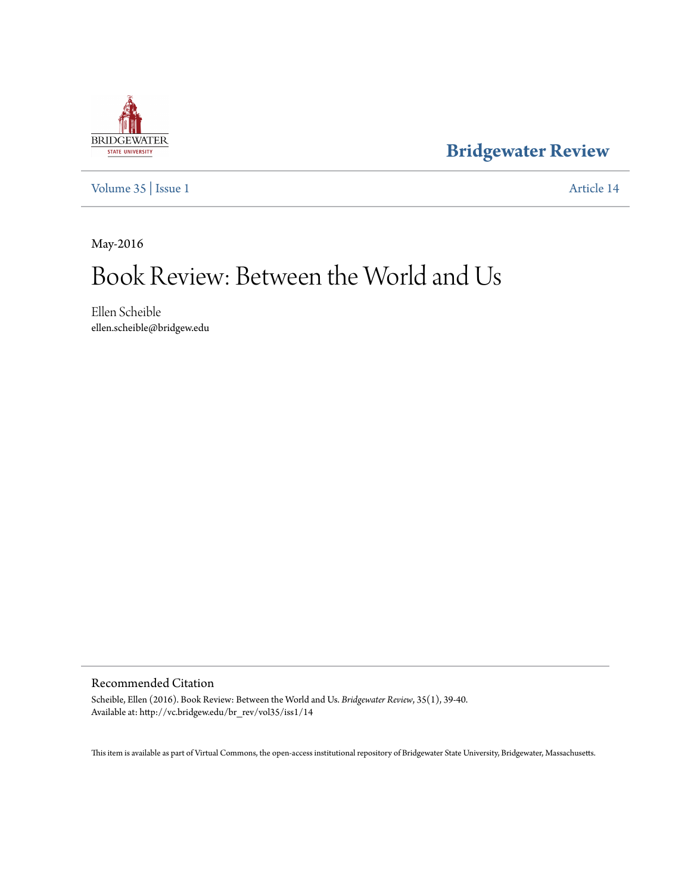# Bridgewater Review

Volume 35 | Issue 1 Article 14

May-2016

# Book Review: Between the World and Us

Ellen Scheible
ellen.scheible@bridgew.edu

## Recommended Citation

Scheible, Ellen (2016). Book Review: Between the World and Us. *Bridgewater Review*, 35(1), 39-40.
Available at: http://vc.bridgew.edu/br_rev/vol35/iss1/14

This item is available as part of Virtual Commons, the open-access institutional repository of Bridgewater State University, Bridgewater, Massachusetts.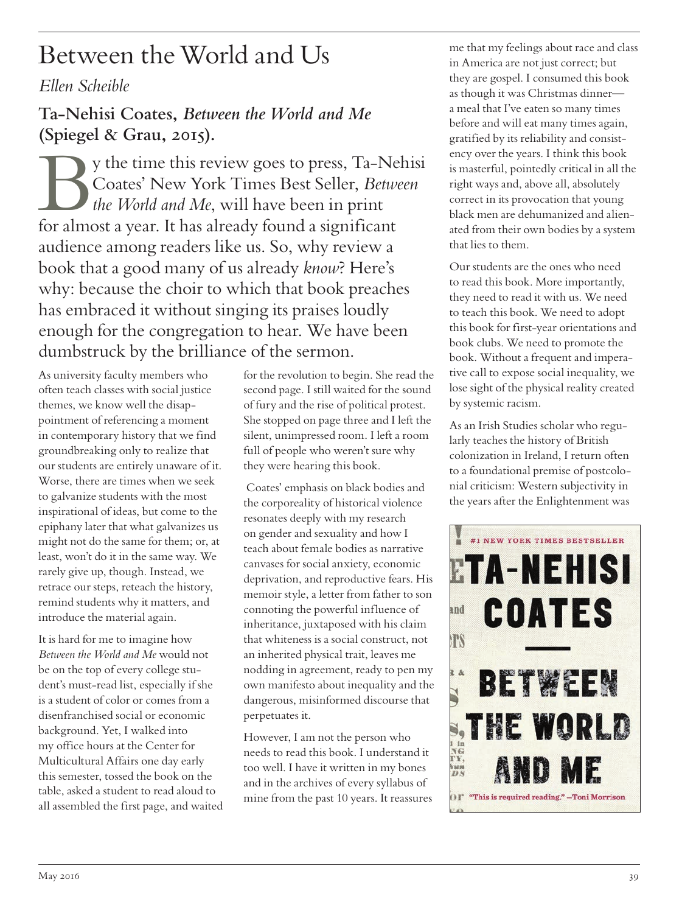# Between the World and Us

*Ellen Scheible*

**Ta-Nehisi Coates, *Between the World and Me* (Spiegel & Grau, 2015).**

By the time this review goes to press, Ta-Nehisi Coates' New York Times Best Seller, *Between the World and Me*, will have been in print for almost a year. It has already found a significant audience among readers like us. So, why review a book that a good many of us already *know*? Here's why: because the choir to which that book preaches has embraced it without singing its praises loudly enough for the congregation to hear. We have been dumbstruck by the brilliance of the sermon.

As university faculty members who often teach classes with social justice themes, we know well the disappointment of referencing a moment in contemporary history that we find groundbreaking only to realize that our students are entirely unaware of it. Worse, there are times when we seek to galvanize students with the most inspirational of ideas, but come to the epiphany later that what galvanizes us might not do the same for them; or, at least, won't do it in the same way. We rarely give up, though. Instead, we retrace our steps, reteach the history, remind students why it matters, and introduce the material again.

It is hard for me to imagine how *Between the World and Me* would not be on the top of every college student's must-read list, especially if she is a student of color or comes from a disenfranchised social or economic background. Yet, I walked into my office hours at the Center for Multicultural Affairs one day early this semester, tossed the book on the table, asked a student to read aloud to all assembled the first page, and waited for the revolution to begin. She read the second page. I still waited for the sound of fury and the rise of political protest. She stopped on page three and I left the silent, unimpressed room. I left a room full of people who weren't sure why they were hearing this book.

Coates' emphasis on black bodies and the corporeality of historical violence resonates deeply with my research on gender and sexuality and how I teach about female bodies as narrative canvases for social anxiety, economic deprivation, and reproductive fears. His memoir style, a letter from father to son connoting the powerful influence of inheritance, juxtaposed with his claim that whiteness is a social construct, not an inherited physical trait, leaves me nodding in agreement, ready to pen my own manifesto about inequality and the dangerous, misinformed discourse that perpetuates it.

However, I am not the person who needs to read this book. I understand it too well. I have it written in my bones and in the archives of every syllabus of mine from the past 10 years. It reassures me that my feelings about race and class in America are not just correct; but they are gospel. I consumed this book as though it was Christmas dinner—a meal that I've eaten so many times before and will eat many times again, gratified by its reliability and consistency over the years. I think this book is masterful, pointedly critical in all the right ways and, above all, absolutely correct in its provocation that young black men are dehumanized and alienated from their own bodies by a system that lies to them.

Our students are the ones who need to read this book. More importantly, they need to read it with us. We need to teach this book. We need to adopt this book for first-year orientations and book clubs. We need to promote the book. Without a frequent and imperative call to expose social inequality, we lose sight of the physical reality created by systemic racism.

As an Irish Studies scholar who regularly teaches the history of British colonization in Ireland, I return often to a foundational premise of postcolonial criticism: Western subjectivity in the years after the Enlightenment was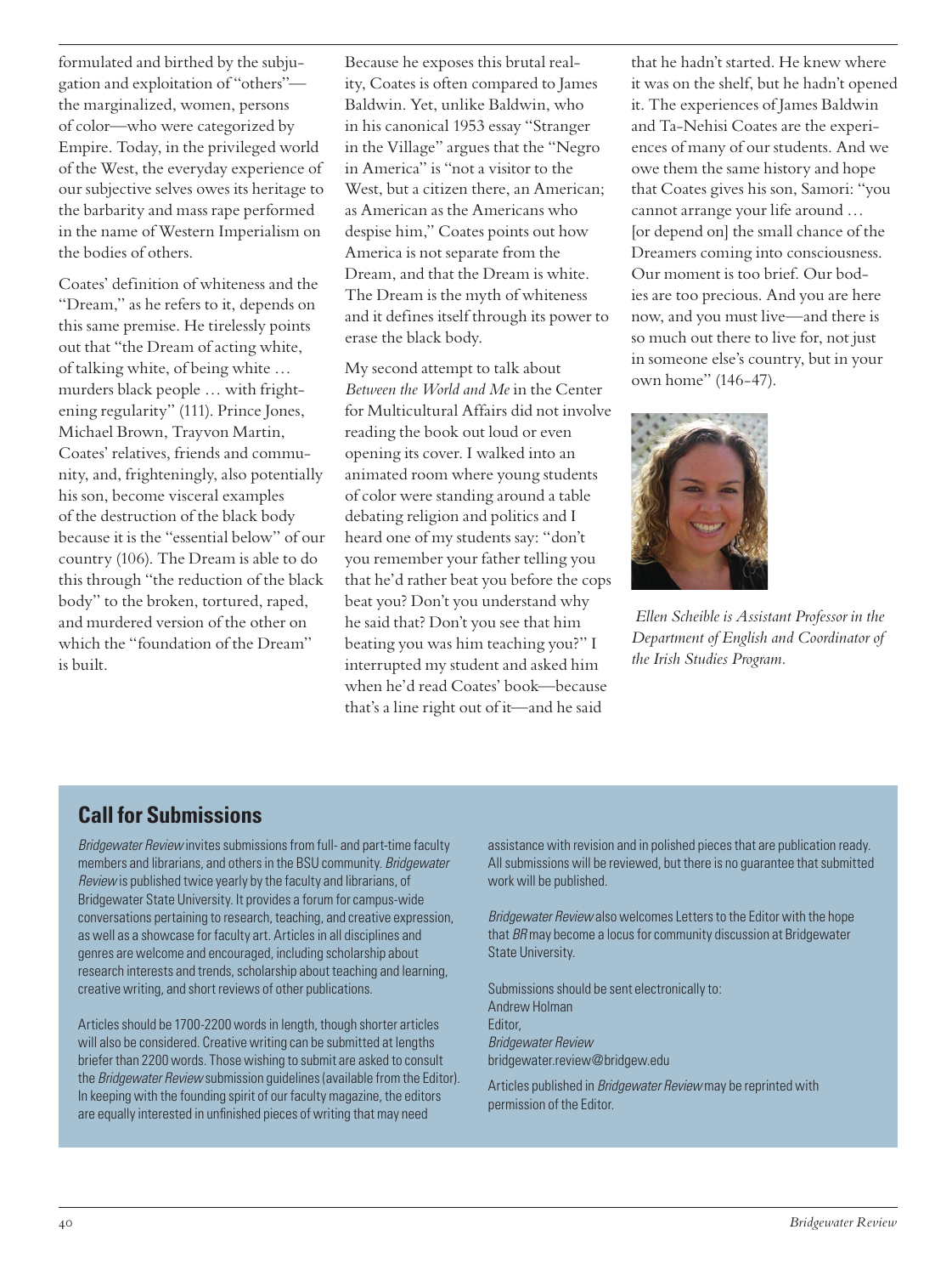formulated and birthed by the subjugation and exploitation of "others"—the marginalized, women, persons of color—who were categorized by Empire. Today, in the privileged world of the West, the everyday experience of our subjective selves owes its heritage to the barbarity and mass rape performed in the name of Western Imperialism on the bodies of others.

Coates' definition of whiteness and the "Dream," as he refers to it, depends on this same premise. He tirelessly points out that "the Dream of acting white, of talking white, of being white … murders black people … with frightening regularity" (111). Prince Jones, Michael Brown, Trayvon Martin, Coates' relatives, friends and community, and, frighteningly, also potentially his son, become visceral examples of the destruction of the black body because it is the "essential below" of our country (106). The Dream is able to do this through "the reduction of the black body" to the broken, tortured, raped, and murdered version of the other on which the "foundation of the Dream" is built.

Because he exposes this brutal reality, Coates is often compared to James Baldwin. Yet, unlike Baldwin, who in his canonical 1953 essay "Stranger in the Village" argues that the "Negro in America" is "not a visitor to the West, but a citizen there, an American; as American as the Americans who despise him," Coates points out how America is not separate from the Dream, and that the Dream is white. The Dream is the myth of whiteness and it defines itself through its power to erase the black body.

My second attempt to talk about *Between the World and Me* in the Center for Multicultural Affairs did not involve reading the book out loud or even opening its cover. I walked into an animated room where young students of color were standing around a table debating religion and politics and I heard one of my students say: "don't you remember your father telling you that he'd rather beat you before the cops beat you? Don't you understand why he said that? Don't you see that him beating you was him teaching you?" I interrupted my student and asked him when he'd read Coates' book—because that's a line right out of it—and he said that he hadn't started. He knew where it was on the shelf, but he hadn't opened it. The experiences of James Baldwin and Ta-Nehisi Coates are the experiences of many of our students. And we owe them the same history and hope that Coates gives his son, Samori: "you cannot arrange your life around … [or depend on] the small chance of the Dreamers coming into consciousness. Our moment is too brief. Our bodies are too precious. And you are here now, and you must live—and there is so much out there to live for, not just in someone else's country, but in your own home" (146-47).

*Ellen Scheible is Assistant Professor in the Department of English and Coordinator of the Irish Studies Program.*

## Call for Submissions

*Bridgewater Review* invites submissions from full- and part-time faculty members and librarians, and others in the BSU community. *Bridgewater Review* is published twice yearly by the faculty and librarians, of Bridgewater State University. It provides a forum for campus-wide conversations pertaining to research, teaching, and creative expression, as well as a showcase for faculty art. Articles in all disciplines and genres are welcome and encouraged, including scholarship about research interests and trends, scholarship about teaching and learning, creative writing, and short reviews of other publications.

Articles should be 1700-2200 words in length, though shorter articles will also be considered. Creative writing can be submitted at lengths briefer than 2200 words. Those wishing to submit are asked to consult the *Bridgewater Review* submission guidelines (available from the Editor). In keeping with the founding spirit of our faculty magazine, the editors are equally interested in unfinished pieces of writing that may need assistance with revision and in polished pieces that are publication ready. All submissions will be reviewed, but there is no guarantee that submitted work will be published.

*Bridgewater Review* also welcomes Letters to the Editor with the hope that *BR* may become a locus for community discussion at Bridgewater State University.

Submissions should be sent electronically to:
Andrew Holman
Editor,
*Bridgewater Review*
bridgewater.review@bridgew.edu

Articles published in *Bridgewater Review* may be reprinted with permission of the Editor.